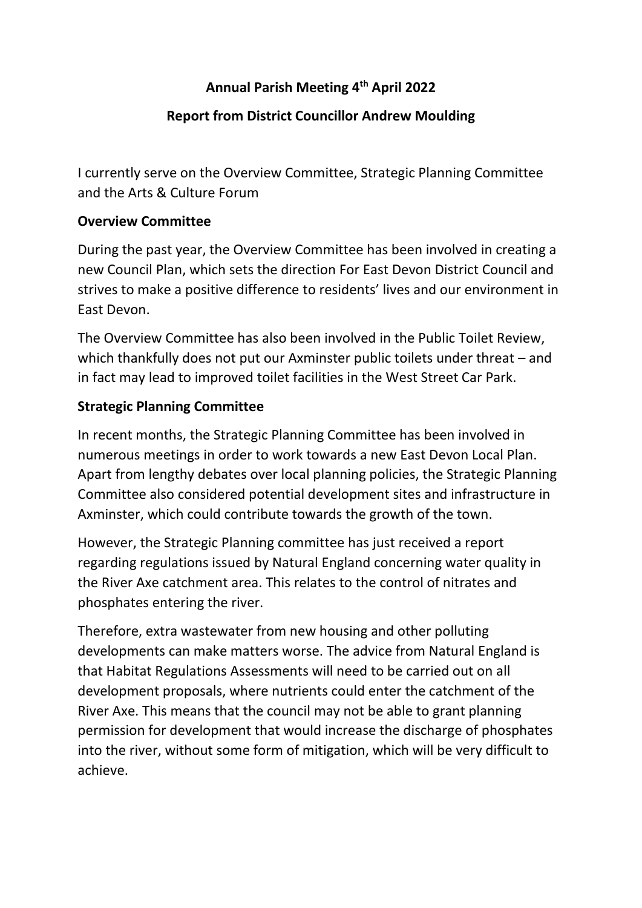# Annual Parish Meeting 4th April 2022

## Report from District Councillor Andrew Moulding

I currently serve on the Overview Committee, Strategic Planning Committee and the Arts & Culture Forum

**Overview Committee**

During the past year, the Overview Committee has been involved in creating a new Council Plan, which sets the direction For East Devon District Council and strives to make a positive difference to residents' lives and our environment in East Devon.

The Overview Committee has also been involved in the Public Toilet Review, which thankfully does not put our Axminster public toilets under threat – and in fact may lead to improved toilet facilities in the West Street Car Park.

**Strategic Planning Committee**

In recent months, the Strategic Planning Committee has been involved in numerous meetings in order to work towards a new East Devon Local Plan. Apart from lengthy debates over local planning policies, the Strategic Planning Committee also considered potential development sites and infrastructure in Axminster, which could contribute towards the growth of the town.

However, the Strategic Planning committee has just received a report regarding regulations issued by Natural England concerning water quality in the River Axe catchment area. This relates to the control of nitrates and phosphates entering the river.

Therefore, extra wastewater from new housing and other polluting developments can make matters worse. The advice from Natural England is that Habitat Regulations Assessments will need to be carried out on all development proposals, where nutrients could enter the catchment of the River Axe. This means that the council may not be able to grant planning permission for development that would increase the discharge of phosphates into the river, without some form of mitigation, which will be very difficult to achieve.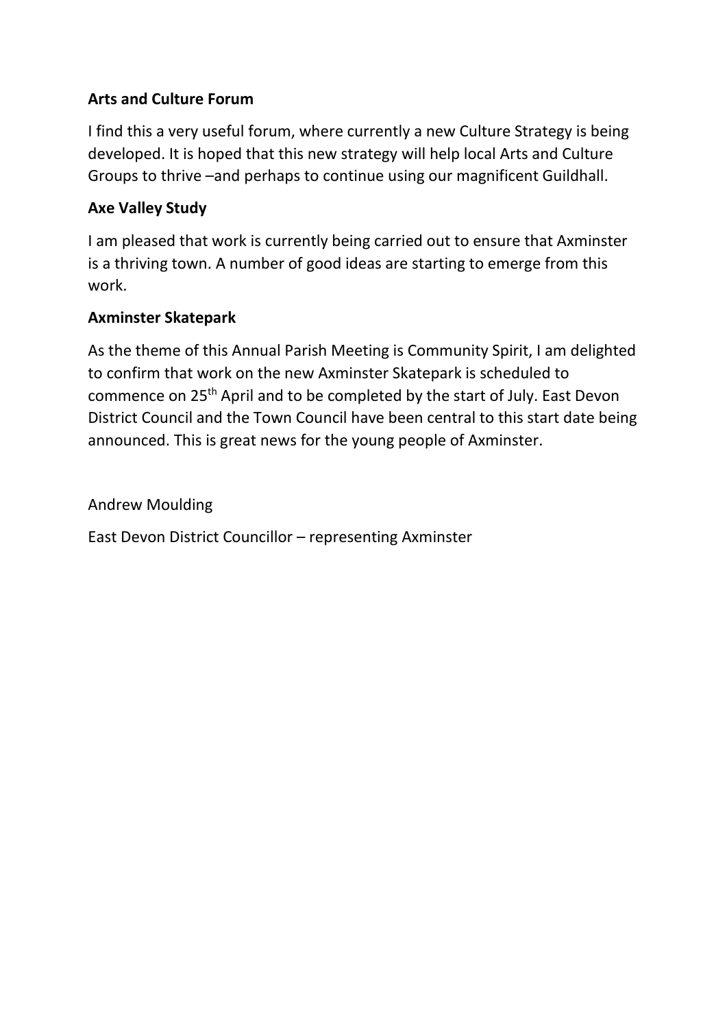**Arts and Culture Forum**

I find this a very useful forum, where currently a new Culture Strategy is being developed. It is hoped that this new strategy will help local Arts and Culture Groups to thrive –and perhaps to continue using our magnificent Guildhall.

**Axe Valley Study**

I am pleased that work is currently being carried out to ensure that Axminster is a thriving town. A number of good ideas are starting to emerge from this work.

**Axminster Skatepark**

As the theme of this Annual Parish Meeting is Community Spirit, I am delighted to confirm that work on the new Axminster Skatepark is scheduled to commence on 25th April and to be completed by the start of July. East Devon District Council and the Town Council have been central to this start date being announced. This is great news for the young people of Axminster.

Andrew Moulding

East Devon District Councillor – representing Axminster